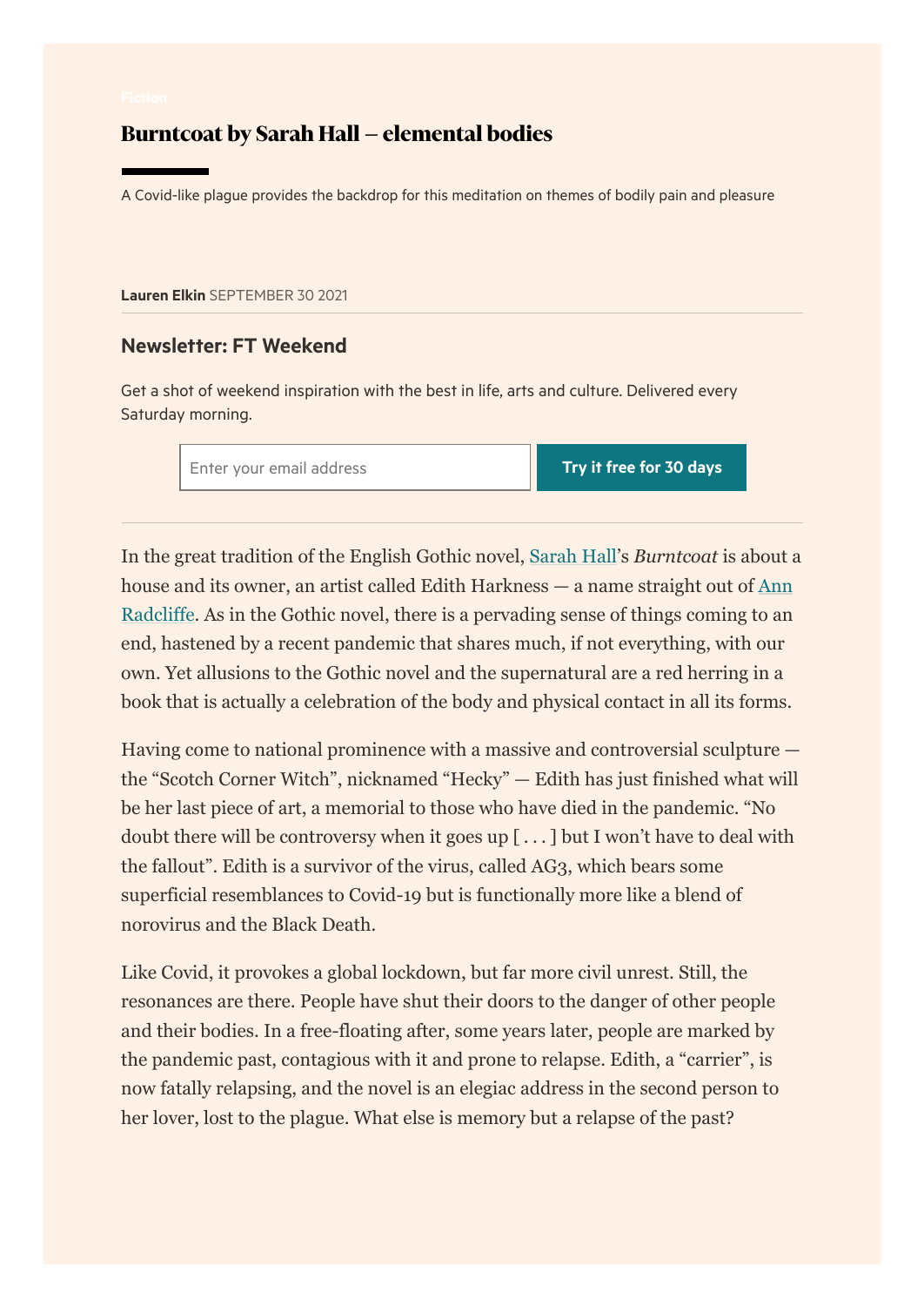Fiction

# Burntcoat by Sarah Hall — elemental bodies

A Covid-like plague provides the backdrop for this meditation on themes of bodily pain and pleasure

**Lauren Elkin** SEPTEMBER 30 2021

In the great tradition of the English Gothic novel, Sarah Hall's *Burntcoat* is about a house and its owner, an artist called Edith Harkness — a name straight out of Ann Radcliffe. As in the Gothic novel, there is a pervading sense of things coming to an end, hastened by a recent pandemic that shares much, if not everything, with our own. Yet allusions to the Gothic novel and the supernatural are a red herring in a book that is actually a celebration of the body and physical contact in all its forms.

Having come to national prominence with a massive and controversial sculpture — the "Scotch Corner Witch", nicknamed "Hecky" — Edith has just finished what will be her last piece of art, a memorial to those who have died in the pandemic. "No doubt there will be controversy when it goes up [ . . . ] but I won't have to deal with the fallout". Edith is a survivor of the virus, called AG3, which bears some superficial resemblances to Covid-19 but is functionally more like a blend of norovirus and the Black Death.

Like Covid, it provokes a global lockdown, but far more civil unrest. Still, the resonances are there. People have shut their doors to the danger of other people and their bodies. In a free-floating after, some years later, people are marked by the pandemic past, contagious with it and prone to relapse. Edith, a "carrier", is now fatally relapsing, and the novel is an elegiac address in the second person to her lover, lost to the plague. What else is memory but a relapse of the past?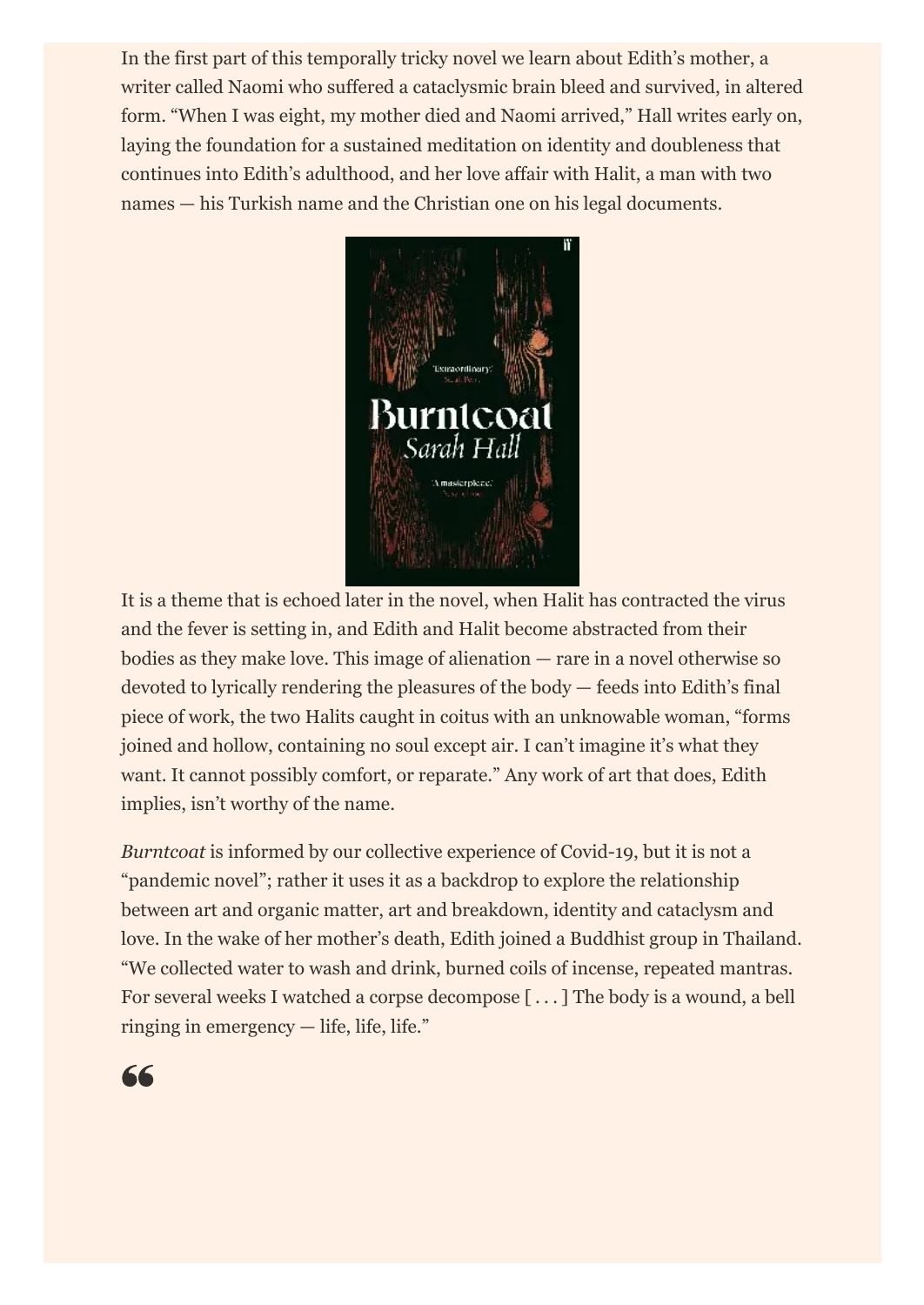In the first part of this temporally tricky novel we learn about Edith's mother, a writer called Naomi who suffered a cataclysmic brain bleed and survived, in altered form. "When I was eight, my mother died and Naomi arrived," Hall writes early on, laying the foundation for a sustained meditation on identity and doubleness that continues into Edith's adulthood, and her love affair with Halit, a man with two names — his Turkish name and the Christian one on his legal documents.

It is a theme that is echoed later in the novel, when Halit has contracted the virus and the fever is setting in, and Edith and Halit become abstracted from their bodies as they make love. This image of alienation — rare in a novel otherwise so devoted to lyrically rendering the pleasures of the body — feeds into Edith's final piece of work, the two Halits caught in coitus with an unknowable woman, "forms joined and hollow, containing no soul except air. I can't imagine it's what they want. It cannot possibly comfort, or reparate." Any work of art that does, Edith implies, isn't worthy of the name.

*Burntcoat* is informed by our collective experience of Covid-19, but it is not a "pandemic novel"; rather it uses it as a backdrop to explore the relationship between art and organic matter, art and breakdown, identity and cataclysm and love. In the wake of her mother's death, Edith joined a Buddhist group in Thailand. "We collected water to wash and drink, burned coils of incense, repeated mantras. For several weeks I watched a corpse decompose [ . . . ] The body is a wound, a bell ringing in emergency — life, life, life."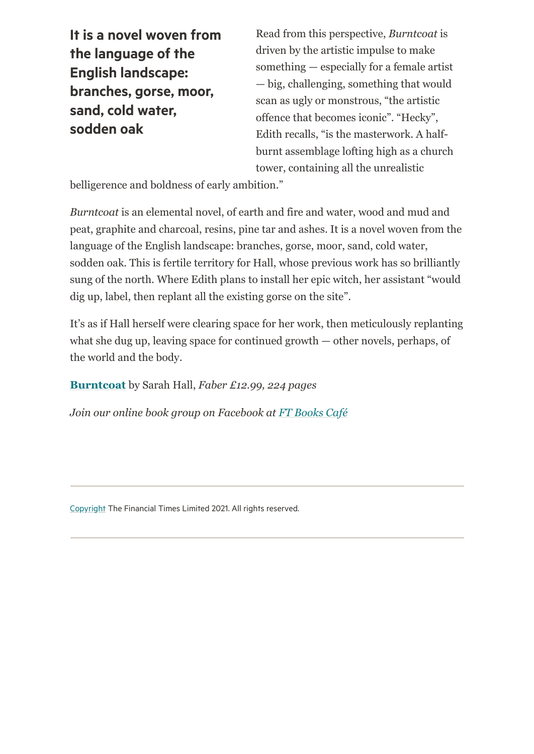> **It is a novel woven from the language of the English landscape: branches, gorse, moor, sand, cold water, sodden oak**

Read from this perspective, *Burntcoat* is driven by the artistic impulse to make something — especially for a female artist — big, challenging, something that would scan as ugly or monstrous, "the artistic offence that becomes iconic". "Hecky", Edith recalls, "is the masterwork. A half-burnt assemblage lofting high as a church tower, containing all the unrealistic belligerence and boldness of early ambition."

*Burntcoat* is an elemental novel, of earth and fire and water, wood and mud and peat, graphite and charcoal, resins, pine tar and ashes. It is a novel woven from the language of the English landscape: branches, gorse, moor, sand, cold water, sodden oak. This is fertile territory for Hall, whose previous work has so brilliantly sung of the north. Where Edith plans to install her epic witch, her assistant "would dig up, label, then replant all the existing gorse on the site".

It's as if Hall herself were clearing space for her work, then meticulously replanting what she dug up, leaving space for continued growth — other novels, perhaps, of the world and the body.

**Burntcoat** by Sarah Hall, *Faber £12.99, 224 pages*

*Join our online book group on Facebook at FT Books Café*

---

Copyright The Financial Times Limited 2021. All rights reserved.

---